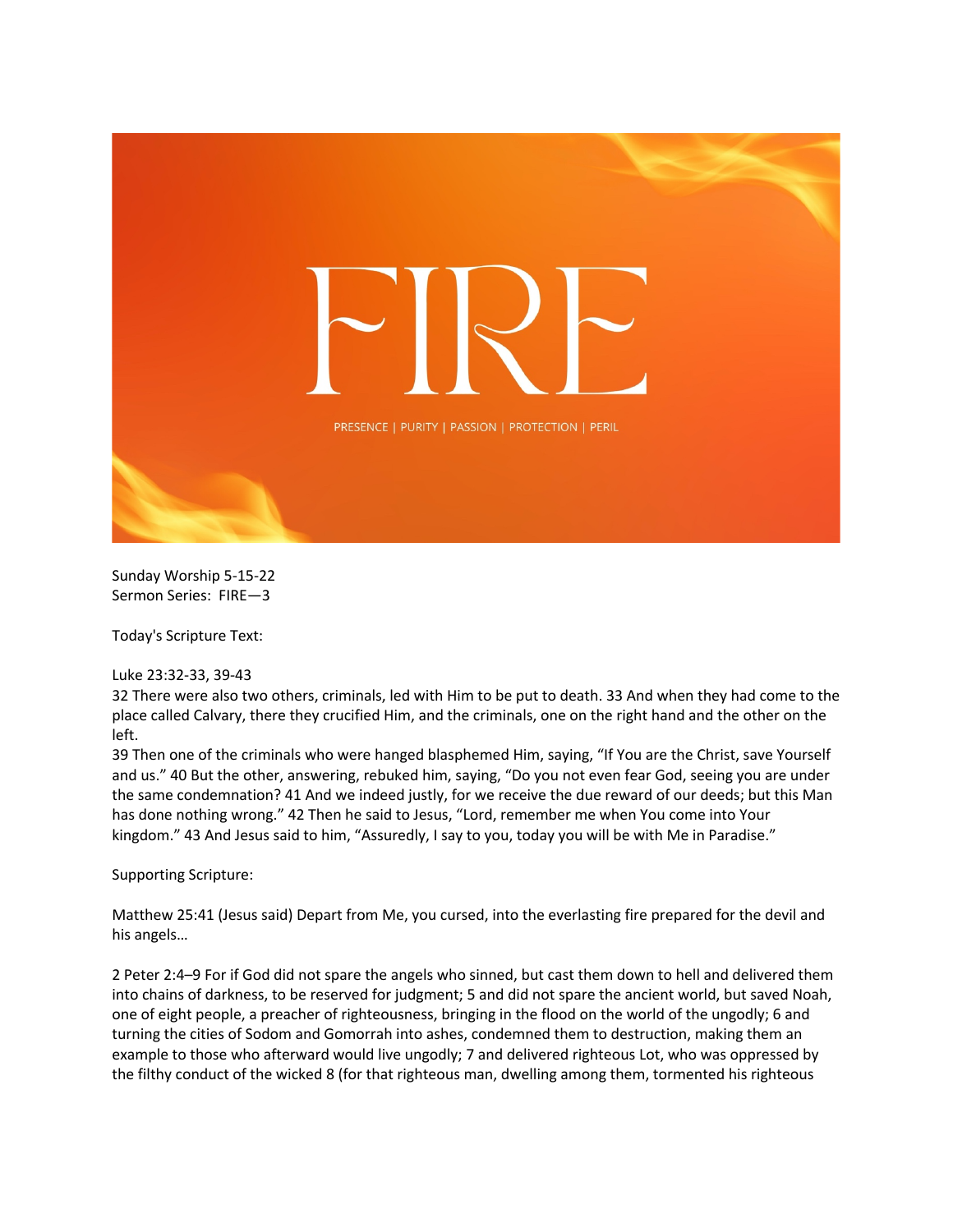# FIRE

PRESENCE | PURITY | PASSION | PROTECTION | PERIL

Sunday Worship 5-15-22
Sermon Series: FIRE—3

Today's Scripture Text:

Luke 23:32-33, 39-43
32 There were also two others, criminals, led with Him to be put to death. 33 And when they had come to the place called Calvary, there they crucified Him, and the criminals, one on the right hand and the other on the left.
39 Then one of the criminals who were hanged blasphemed Him, saying, "If You are the Christ, save Yourself and us." 40 But the other, answering, rebuked him, saying, "Do you not even fear God, seeing you are under the same condemnation? 41 And we indeed justly, for we receive the due reward of our deeds; but this Man has done nothing wrong." 42 Then he said to Jesus, "Lord, remember me when You come into Your kingdom." 43 And Jesus said to him, "Assuredly, I say to you, today you will be with Me in Paradise."

Supporting Scripture:

Matthew 25:41 (Jesus said) Depart from Me, you cursed, into the everlasting fire prepared for the devil and his angels…

2 Peter 2:4–9 For if God did not spare the angels who sinned, but cast them down to hell and delivered them into chains of darkness, to be reserved for judgment; 5 and did not spare the ancient world, but saved Noah, one of eight people, a preacher of righteousness, bringing in the flood on the world of the ungodly; 6 and turning the cities of Sodom and Gomorrah into ashes, condemned them to destruction, making them an example to those who afterward would live ungodly; 7 and delivered righteous Lot, who was oppressed by the filthy conduct of the wicked 8 (for that righteous man, dwelling among them, tormented his righteous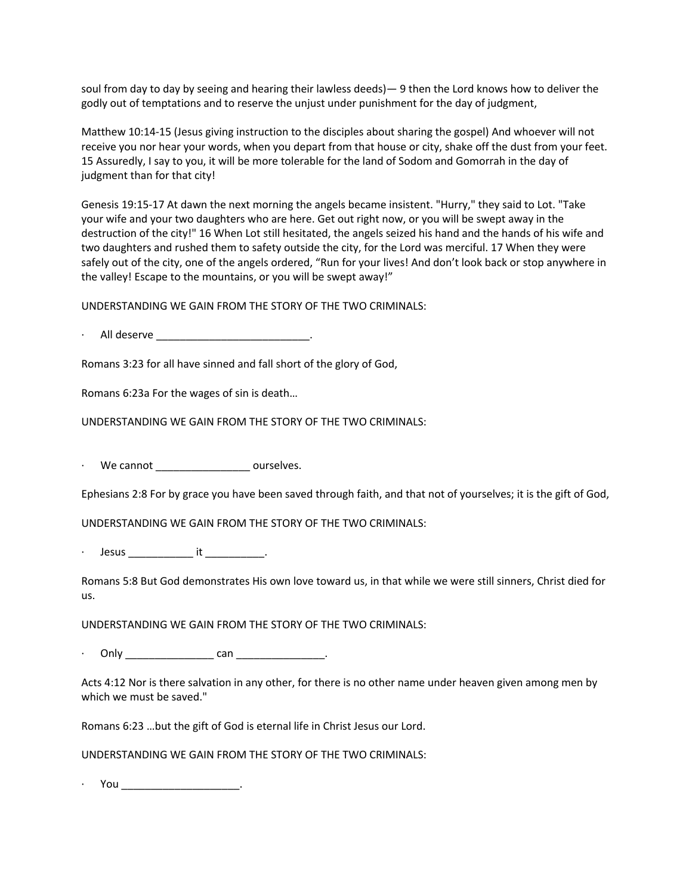soul from day to day by seeing and hearing their lawless deeds)— 9 then the Lord knows how to deliver the godly out of temptations and to reserve the unjust under punishment for the day of judgment,

Matthew 10:14-15 (Jesus giving instruction to the disciples about sharing the gospel) And whoever will not receive you nor hear your words, when you depart from that house or city, shake off the dust from your feet. 15 Assuredly, I say to you, it will be more tolerable for the land of Sodom and Gomorrah in the day of judgment than for that city!

Genesis 19:15-17 At dawn the next morning the angels became insistent. "Hurry," they said to Lot. "Take your wife and your two daughters who are here. Get out right now, or you will be swept away in the destruction of the city!" 16 When Lot still hesitated, the angels seized his hand and the hands of his wife and two daughters and rushed them to safety outside the city, for the Lord was merciful. 17 When they were safely out of the city, one of the angels ordered, “Run for your lives! And don’t look back or stop anywhere in the valley! Escape to the mountains, or you will be swept away!”

UNDERSTANDING WE GAIN FROM THE STORY OF THE TWO CRIMINALS:

· All deserve __________________________.

Romans 3:23 for all have sinned and fall short of the glory of God,

Romans 6:23a For the wages of sin is death…

UNDERSTANDING WE GAIN FROM THE STORY OF THE TWO CRIMINALS:

· We cannot ________________ ourselves.

Ephesians 2:8 For by grace you have been saved through faith, and that not of yourselves; it is the gift of God,

UNDERSTANDING WE GAIN FROM THE STORY OF THE TWO CRIMINALS:

· Jesus ___________ it __________.

Romans 5:8 But God demonstrates His own love toward us, in that while we were still sinners, Christ died for us.

UNDERSTANDING WE GAIN FROM THE STORY OF THE TWO CRIMINALS:

· Only _______________ can _______________.

Acts 4:12 Nor is there salvation in any other, for there is no other name under heaven given among men by which we must be saved."

Romans 6:23 …but the gift of God is eternal life in Christ Jesus our Lord.

UNDERSTANDING WE GAIN FROM THE STORY OF THE TWO CRIMINALS:

· You ____________________.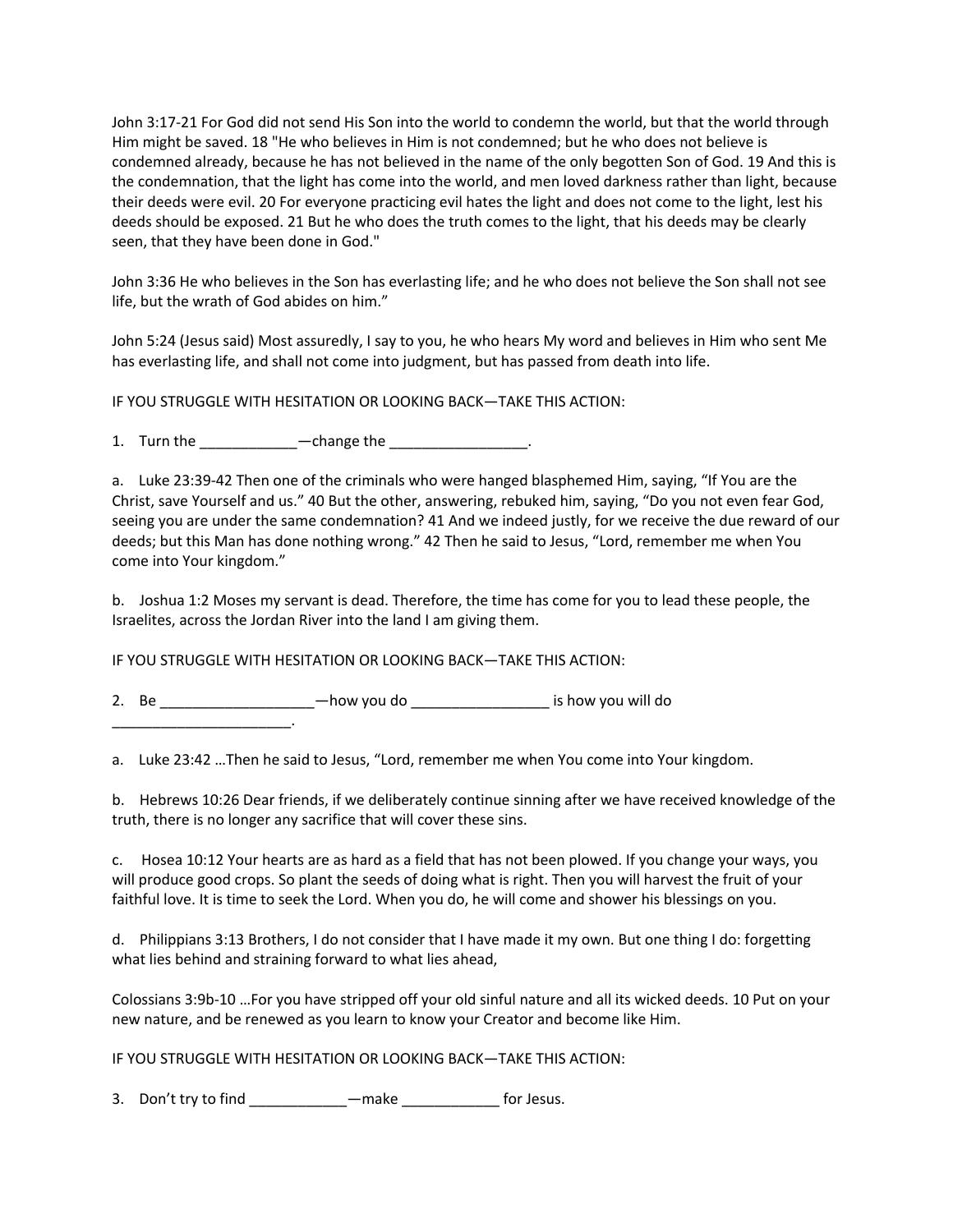John 3:17-21 For God did not send His Son into the world to condemn the world, but that the world through Him might be saved. 18 "He who believes in Him is not condemned; but he who does not believe is condemned already, because he has not believed in the name of the only begotten Son of God. 19 And this is the condemnation, that the light has come into the world, and men loved darkness rather than light, because their deeds were evil. 20 For everyone practicing evil hates the light and does not come to the light, lest his deeds should be exposed. 21 But he who does the truth comes to the light, that his deeds may be clearly seen, that they have been done in God."

John 3:36 He who believes in the Son has everlasting life; and he who does not believe the Son shall not see life, but the wrath of God abides on him."

John 5:24 (Jesus said) Most assuredly, I say to you, he who hears My word and believes in Him who sent Me has everlasting life, and shall not come into judgment, but has passed from death into life.

IF YOU STRUGGLE WITH HESITATION OR LOOKING BACK—TAKE THIS ACTION:

1. Turn the ____________—change the _________________.

a. Luke 23:39-42 Then one of the criminals who were hanged blasphemed Him, saying, "If You are the Christ, save Yourself and us." 40 But the other, answering, rebuked him, saying, "Do you not even fear God, seeing you are under the same condemnation? 41 And we indeed justly, for we receive the due reward of our deeds; but this Man has done nothing wrong." 42 Then he said to Jesus, "Lord, remember me when You come into Your kingdom."

b. Joshua 1:2 Moses my servant is dead. Therefore, the time has come for you to lead these people, the Israelites, across the Jordan River into the land I am giving them.

IF YOU STRUGGLE WITH HESITATION OR LOOKING BACK—TAKE THIS ACTION:

2. Be ___________________—how you do _________________ is how you will do ______________________.

a. Luke 23:42 …Then he said to Jesus, "Lord, remember me when You come into Your kingdom.

b. Hebrews 10:26 Dear friends, if we deliberately continue sinning after we have received knowledge of the truth, there is no longer any sacrifice that will cover these sins.

c. Hosea 10:12 Your hearts are as hard as a field that has not been plowed. If you change your ways, you will produce good crops. So plant the seeds of doing what is right. Then you will harvest the fruit of your faithful love. It is time to seek the Lord. When you do, he will come and shower his blessings on you.

d. Philippians 3:13 Brothers, I do not consider that I have made it my own. But one thing I do: forgetting what lies behind and straining forward to what lies ahead,

Colossians 3:9b-10 …For you have stripped off your old sinful nature and all its wicked deeds. 10 Put on your new nature, and be renewed as you learn to know your Creator and become like Him.

IF YOU STRUGGLE WITH HESITATION OR LOOKING BACK—TAKE THIS ACTION:

3. Don't try to find ____________—make ____________ for Jesus.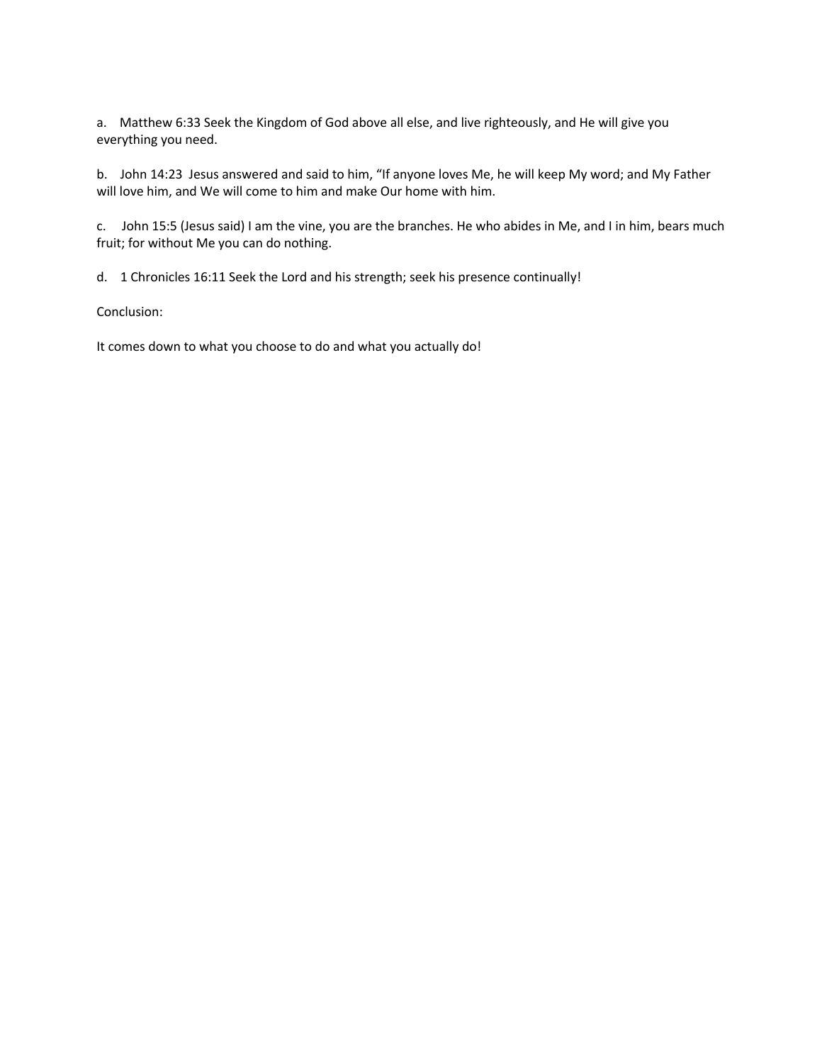a. Matthew 6:33 Seek the Kingdom of God above all else, and live righteously, and He will give you everything you need.

b. John 14:23 Jesus answered and said to him, "If anyone loves Me, he will keep My word; and My Father will love him, and We will come to him and make Our home with him.

c. John 15:5 (Jesus said) I am the vine, you are the branches. He who abides in Me, and I in him, bears much fruit; for without Me you can do nothing.

d. 1 Chronicles 16:11 Seek the Lord and his strength; seek his presence continually!

Conclusion:

It comes down to what you choose to do and what you actually do!